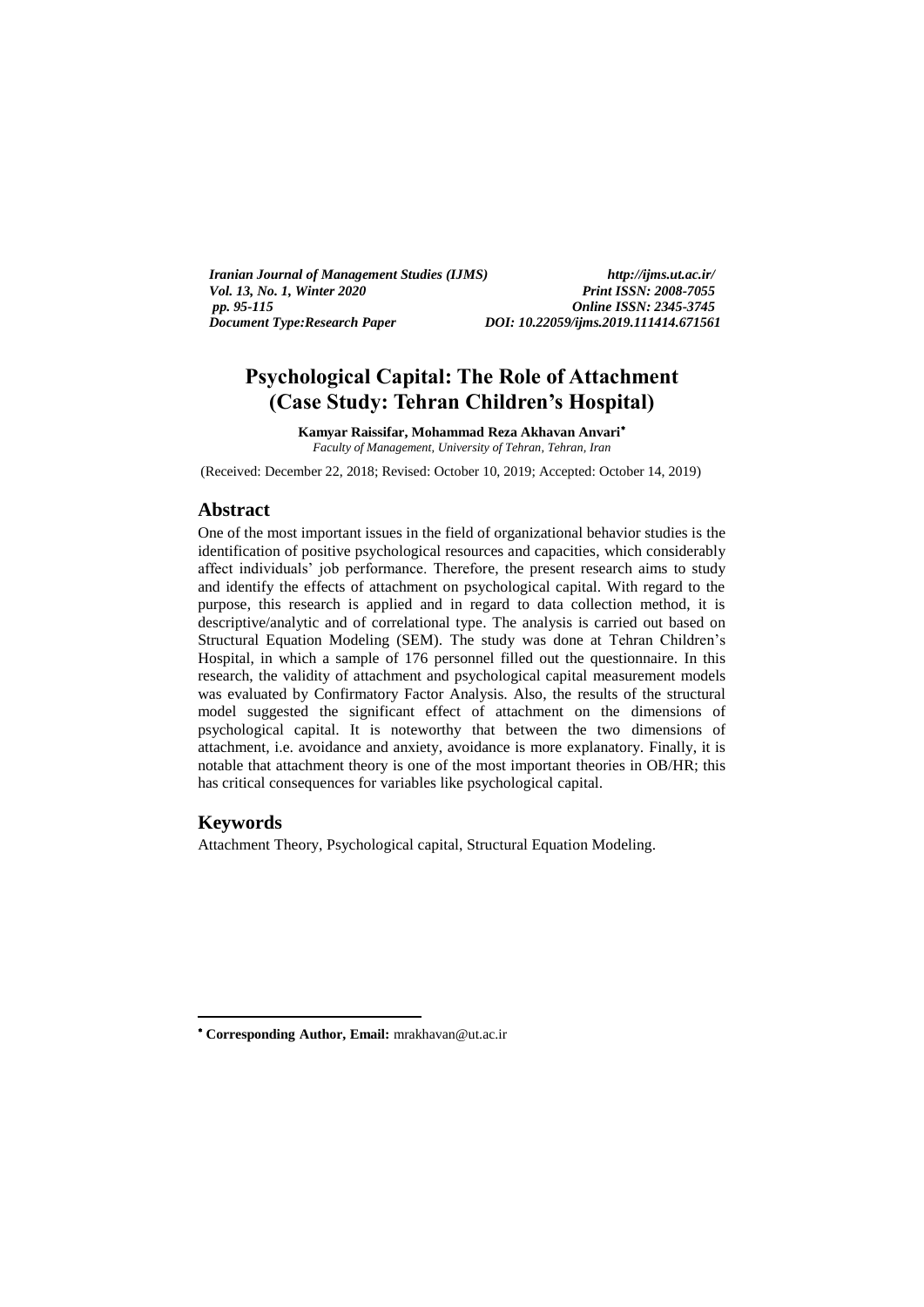*Iranian Journal of Management Studies (IJMS)* *http://ijms.ut.ac.ir/*
*Vol. 13, No. 1, Winter 2020* *Print ISSN: 2008-7055*
*pp. 95-115* *Online ISSN: 2345-3745*
*Document Type:Research Paper* *DOI: 10.22059/ijms.2019.111414.671561*

# Psychological Capital: The Role of Attachment (Case Study: Tehran Children's Hospital)

**Kamyar Raissifar, Mohammad Reza Akhavan Anvari**[*]

*Faculty of Management, University of Tehran, Tehran, Iran*

(Received: December 22, 2018; Revised: October 10, 2019; Accepted: October 14, 2019)

## Abstract

One of the most important issues in the field of organizational behavior studies is the identification of positive psychological resources and capacities, which considerably affect individuals' job performance. Therefore, the present research aims to study and identify the effects of attachment on psychological capital. With regard to the purpose, this research is applied and in regard to data collection method, it is descriptive/analytic and of correlational type. The analysis is carried out based on Structural Equation Modeling (SEM). The study was done at Tehran Children's Hospital, in which a sample of 176 personnel filled out the questionnaire. In this research, the validity of attachment and psychological capital measurement models was evaluated by Confirmatory Factor Analysis. Also, the results of the structural model suggested the significant effect of attachment on the dimensions of psychological capital. It is noteworthy that between the two dimensions of attachment, i.e. avoidance and anxiety, avoidance is more explanatory. Finally, it is notable that attachment theory is one of the most important theories in OB/HR; this has critical consequences for variables like psychological capital.

## Keywords

Attachment Theory, Psychological capital, Structural Equation Modeling.

---

[*] **Corresponding Author, Email:** mrakhavan@ut.ac.ir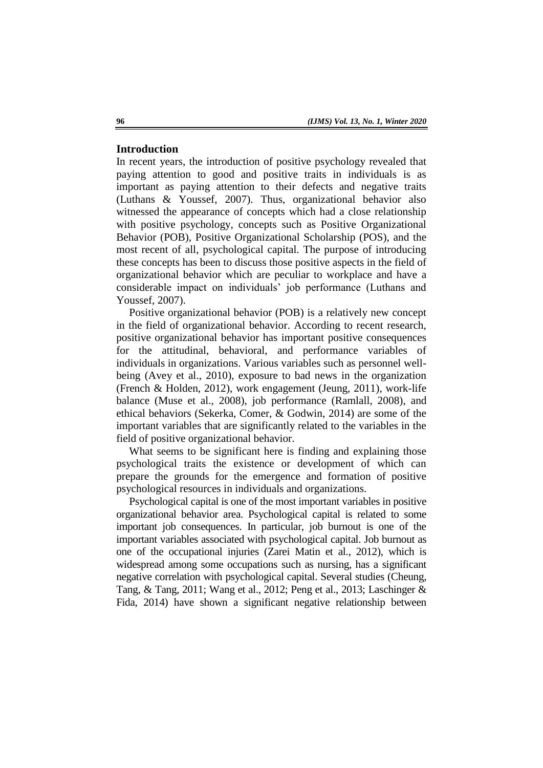## Introduction

In recent years, the introduction of positive psychology revealed that paying attention to good and positive traits in individuals is as important as paying attention to their defects and negative traits (Luthans & Youssef, 2007). Thus, organizational behavior also witnessed the appearance of concepts which had a close relationship with positive psychology, concepts such as Positive Organizational Behavior (POB), Positive Organizational Scholarship (POS), and the most recent of all, psychological capital. The purpose of introducing these concepts has been to discuss those positive aspects in the field of organizational behavior which are peculiar to workplace and have a considerable impact on individuals' job performance (Luthans and Youssef, 2007).

Positive organizational behavior (POB) is a relatively new concept in the field of organizational behavior. According to recent research, positive organizational behavior has important positive consequences for the attitudinal, behavioral, and performance variables of individuals in organizations. Various variables such as personnel well-being (Avey et al., 2010), exposure to bad news in the organization (French & Holden, 2012), work engagement (Jeung, 2011), work-life balance (Muse et al., 2008), job performance (Ramlall, 2008), and ethical behaviors (Sekerka, Comer, & Godwin, 2014) are some of the important variables that are significantly related to the variables in the field of positive organizational behavior.

What seems to be significant here is finding and explaining those psychological traits the existence or development of which can prepare the grounds for the emergence and formation of positive psychological resources in individuals and organizations.

Psychological capital is one of the most important variables in positive organizational behavior area. Psychological capital is related to some important job consequences. In particular, job burnout is one of the important variables associated with psychological capital. Job burnout as one of the occupational injuries (Zarei Matin et al., 2012), which is widespread among some occupations such as nursing, has a significant negative correlation with psychological capital. Several studies (Cheung, Tang, & Tang, 2011; Wang et al., 2012; Peng et al., 2013; Laschinger & Fida, 2014) have shown a significant negative relationship between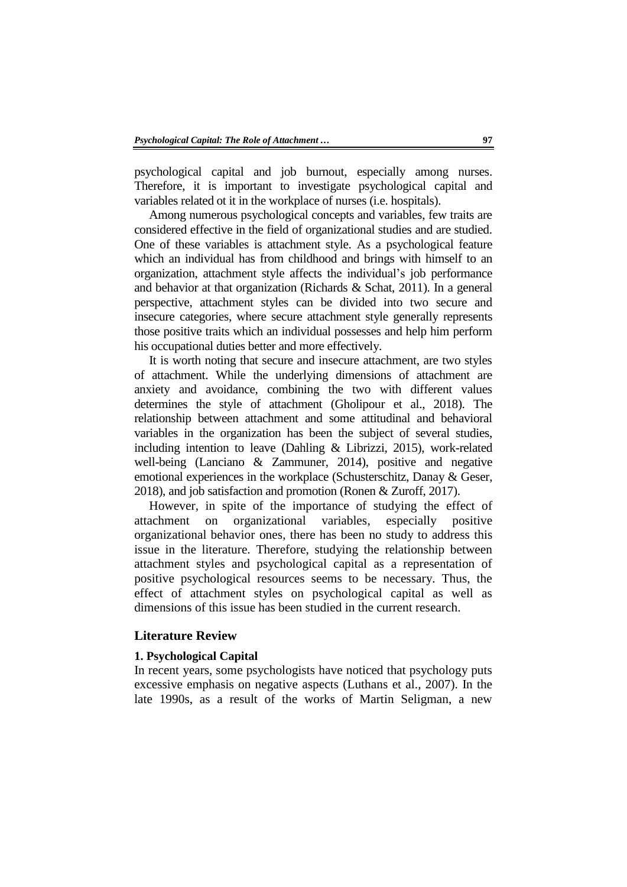psychological capital and job burnout, especially among nurses. Therefore, it is important to investigate psychological capital and variables related ot it in the workplace of nurses (i.e. hospitals).

Among numerous psychological concepts and variables, few traits are considered effective in the field of organizational studies and are studied. One of these variables is attachment style. As a psychological feature which an individual has from childhood and brings with himself to an organization, attachment style affects the individual's job performance and behavior at that organization (Richards & Schat, 2011). In a general perspective, attachment styles can be divided into two secure and insecure categories, where secure attachment style generally represents those positive traits which an individual possesses and help him perform his occupational duties better and more effectively.

It is worth noting that secure and insecure attachment, are two styles of attachment. While the underlying dimensions of attachment are anxiety and avoidance, combining the two with different values determines the style of attachment (Gholipour et al., 2018). The relationship between attachment and some attitudinal and behavioral variables in the organization has been the subject of several studies, including intention to leave (Dahling & Librizzi, 2015), work-related well-being (Lanciano & Zammuner, 2014), positive and negative emotional experiences in the workplace (Schusterschitz, Danay & Geser, 2018), and job satisfaction and promotion (Ronen & Zuroff, 2017).

However, in spite of the importance of studying the effect of attachment on organizational variables, especially positive organizational behavior ones, there has been no study to address this issue in the literature. Therefore, studying the relationship between attachment styles and psychological capital as a representation of positive psychological resources seems to be necessary. Thus, the effect of attachment styles on psychological capital as well as dimensions of this issue has been studied in the current research.

## Literature Review

### 1. Psychological Capital

In recent years, some psychologists have noticed that psychology puts excessive emphasis on negative aspects (Luthans et al., 2007). In the late 1990s, as a result of the works of Martin Seligman, a new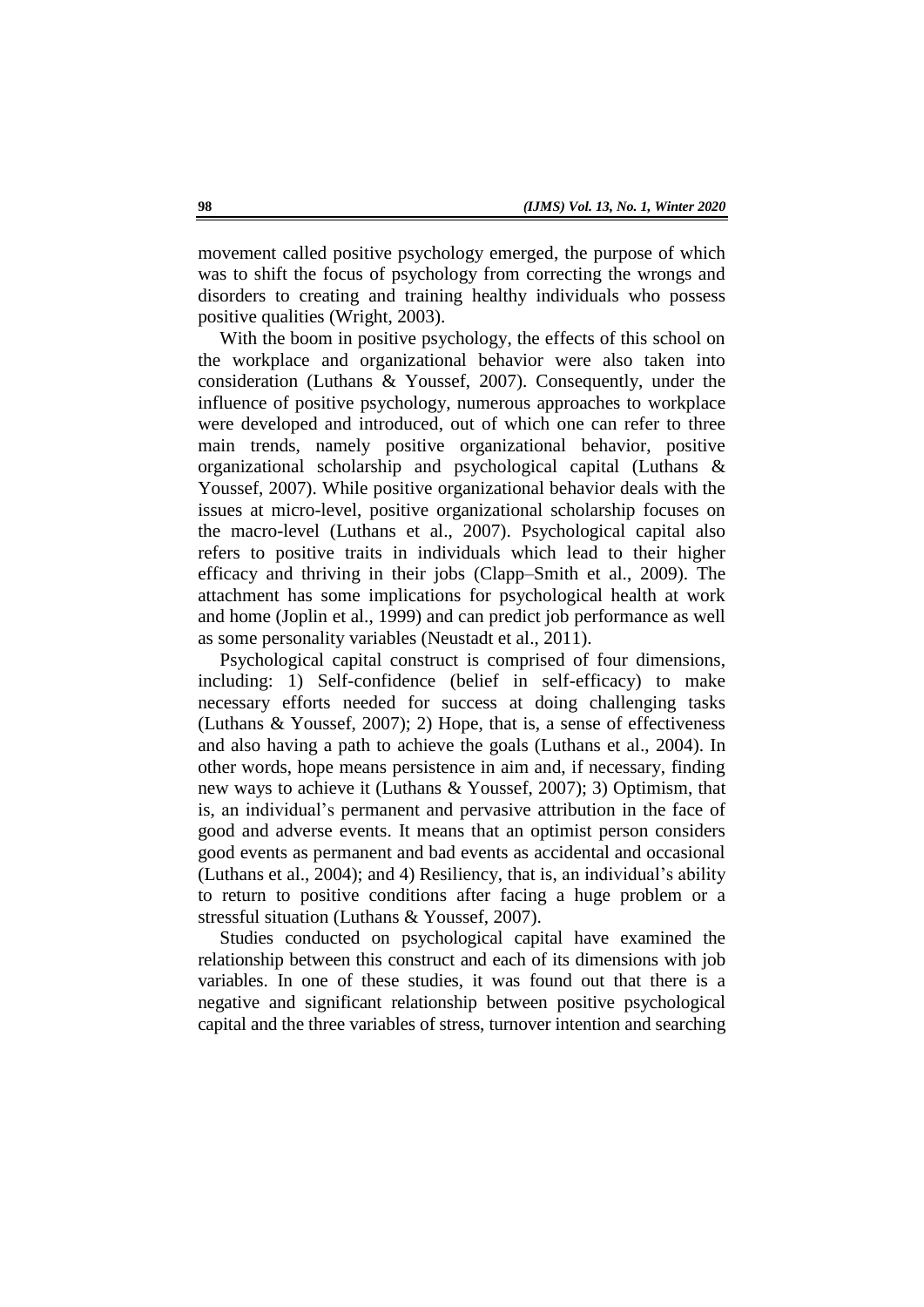movement called positive psychology emerged, the purpose of which was to shift the focus of psychology from correcting the wrongs and disorders to creating and training healthy individuals who possess positive qualities (Wright, 2003).

With the boom in positive psychology, the effects of this school on the workplace and organizational behavior were also taken into consideration (Luthans & Youssef, 2007). Consequently, under the influence of positive psychology, numerous approaches to workplace were developed and introduced, out of which one can refer to three main trends, namely positive organizational behavior, positive organizational scholarship and psychological capital (Luthans & Youssef, 2007). While positive organizational behavior deals with the issues at micro-level, positive organizational scholarship focuses on the macro-level (Luthans et al., 2007). Psychological capital also refers to positive traits in individuals which lead to their higher efficacy and thriving in their jobs (Clapp–Smith et al., 2009). The attachment has some implications for psychological health at work and home (Joplin et al., 1999) and can predict job performance as well as some personality variables (Neustadt et al., 2011).

Psychological capital construct is comprised of four dimensions, including: 1) Self-confidence (belief in self-efficacy) to make necessary efforts needed for success at doing challenging tasks (Luthans & Youssef, 2007); 2) Hope, that is, a sense of effectiveness and also having a path to achieve the goals (Luthans et al., 2004). In other words, hope means persistence in aim and, if necessary, finding new ways to achieve it (Luthans & Youssef, 2007); 3) Optimism, that is, an individual's permanent and pervasive attribution in the face of good and adverse events. It means that an optimist person considers good events as permanent and bad events as accidental and occasional (Luthans et al., 2004); and 4) Resiliency, that is, an individual's ability to return to positive conditions after facing a huge problem or a stressful situation (Luthans & Youssef, 2007).

Studies conducted on psychological capital have examined the relationship between this construct and each of its dimensions with job variables. In one of these studies, it was found out that there is a negative and significant relationship between positive psychological capital and the three variables of stress, turnover intention and searching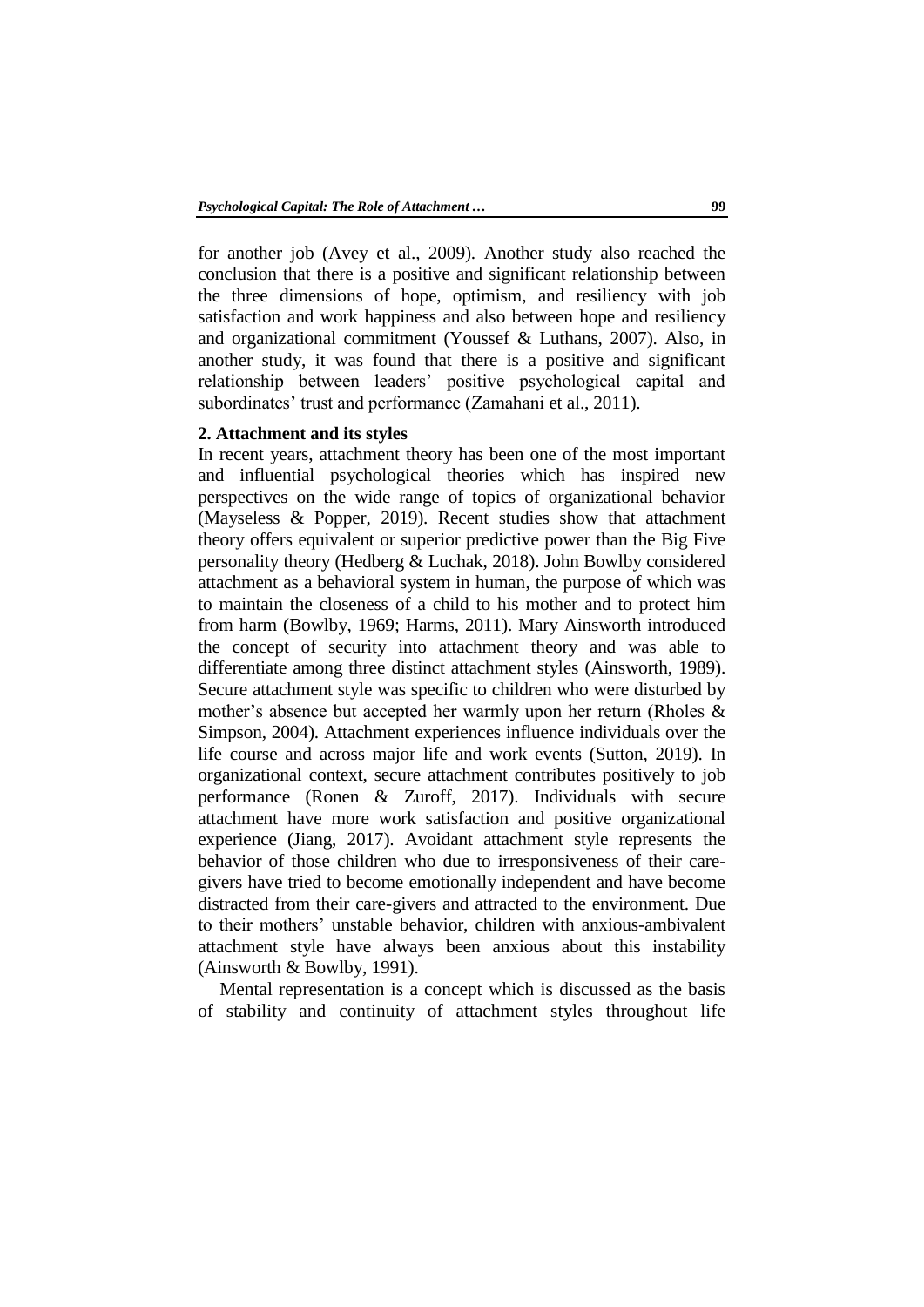for another job (Avey et al., 2009). Another study also reached the conclusion that there is a positive and significant relationship between the three dimensions of hope, optimism, and resiliency with job satisfaction and work happiness and also between hope and resiliency and organizational commitment (Youssef & Luthans, 2007). Also, in another study, it was found that there is a positive and significant relationship between leaders' positive psychological capital and subordinates' trust and performance (Zamahani et al., 2011).

**2. Attachment and its styles**

In recent years, attachment theory has been one of the most important and influential psychological theories which has inspired new perspectives on the wide range of topics of organizational behavior (Mayseless & Popper, 2019). Recent studies show that attachment theory offers equivalent or superior predictive power than the Big Five personality theory (Hedberg & Luchak, 2018). John Bowlby considered attachment as a behavioral system in human, the purpose of which was to maintain the closeness of a child to his mother and to protect him from harm (Bowlby, 1969; Harms, 2011). Mary Ainsworth introduced the concept of security into attachment theory and was able to differentiate among three distinct attachment styles (Ainsworth, 1989). Secure attachment style was specific to children who were disturbed by mother's absence but accepted her warmly upon her return (Rholes & Simpson, 2004). Attachment experiences influence individuals over the life course and across major life and work events (Sutton, 2019). In organizational context, secure attachment contributes positively to job performance (Ronen & Zuroff, 2017). Individuals with secure attachment have more work satisfaction and positive organizational experience (Jiang, 2017). Avoidant attachment style represents the behavior of those children who due to irresponsiveness of their care-givers have tried to become emotionally independent and have become distracted from their care-givers and attracted to the environment. Due to their mothers' unstable behavior, children with anxious-ambivalent attachment style have always been anxious about this instability (Ainsworth & Bowlby, 1991).

Mental representation is a concept which is discussed as the basis of stability and continuity of attachment styles throughout life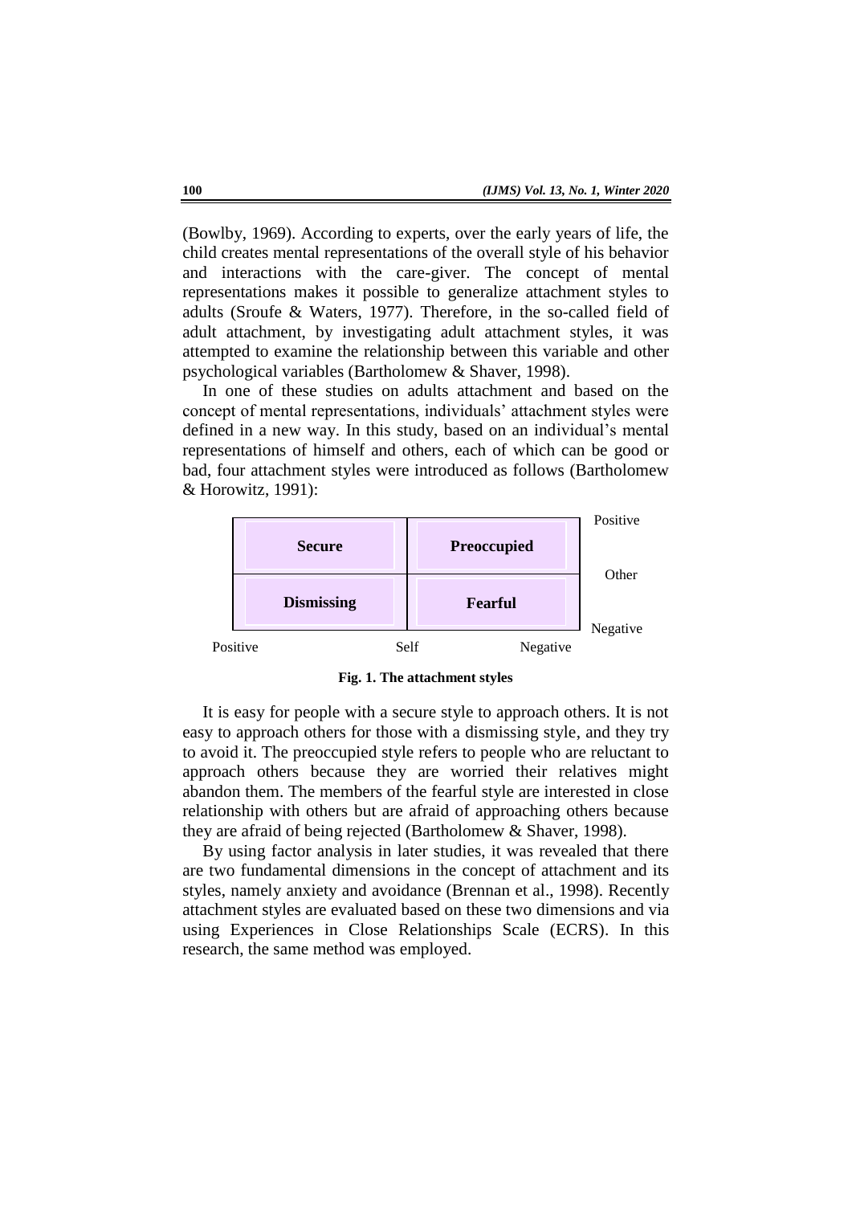(Bowlby, 1969). According to experts, over the early years of life, the child creates mental representations of the overall style of his behavior and interactions with the care-giver. The concept of mental representations makes it possible to generalize attachment styles to adults (Sroufe & Waters, 1977). Therefore, in the so-called field of adult attachment, by investigating adult attachment styles, it was attempted to examine the relationship between this variable and other psychological variables (Bartholomew & Shaver, 1998).

In one of these studies on adults attachment and based on the concept of mental representations, individuals' attachment styles were defined in a new way. In this study, based on an individual's mental representations of himself and others, each of which can be good or bad, four attachment styles were introduced as follows (Bartholomew & Horowitz, 1991):

| Self: Positive | Self: Negative | Other |
|---|---|---|
| **Secure** | **Preoccupied** | Positive |
| **Dismissing** | **Fearful** | Negative |

**Fig. 1. The attachment styles**

It is easy for people with a secure style to approach others. It is not easy to approach others for those with a dismissing style, and they try to avoid it. The preoccupied style refers to people who are reluctant to approach others because they are worried their relatives might abandon them. The members of the fearful style are interested in close relationship with others but are afraid of approaching others because they are afraid of being rejected (Bartholomew & Shaver, 1998).

By using factor analysis in later studies, it was revealed that there are two fundamental dimensions in the concept of attachment and its styles, namely anxiety and avoidance (Brennan et al., 1998). Recently attachment styles are evaluated based on these two dimensions and via using Experiences in Close Relationships Scale (ECRS). In this research, the same method was employed.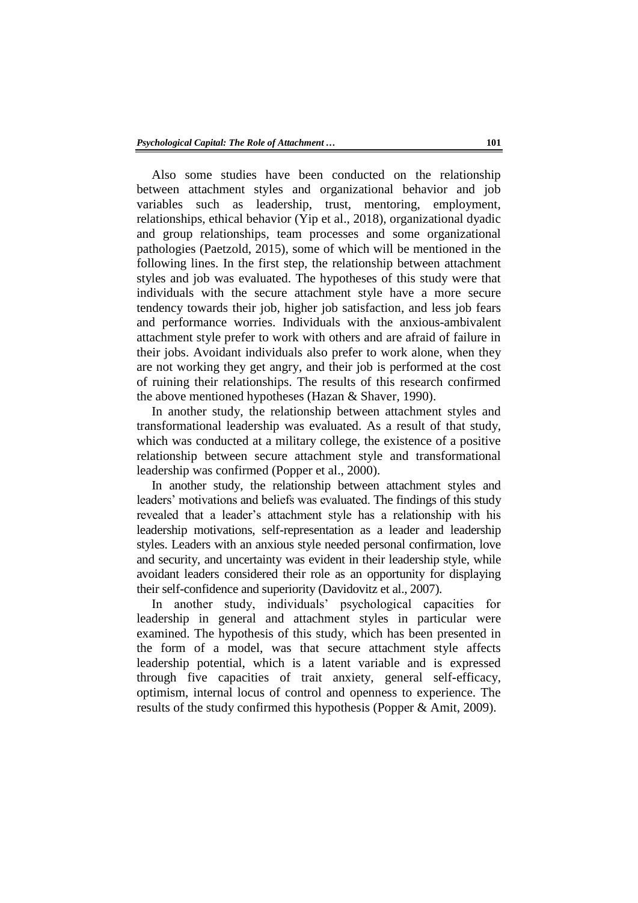Also some studies have been conducted on the relationship between attachment styles and organizational behavior and job variables such as leadership, trust, mentoring, employment, relationships, ethical behavior (Yip et al., 2018), organizational dyadic and group relationships, team processes and some organizational pathologies (Paetzold, 2015), some of which will be mentioned in the following lines. In the first step, the relationship between attachment styles and job was evaluated. The hypotheses of this study were that individuals with the secure attachment style have a more secure tendency towards their job, higher job satisfaction, and less job fears and performance worries. Individuals with the anxious-ambivalent attachment style prefer to work with others and are afraid of failure in their jobs. Avoidant individuals also prefer to work alone, when they are not working they get angry, and their job is performed at the cost of ruining their relationships. The results of this research confirmed the above mentioned hypotheses (Hazan & Shaver, 1990).

In another study, the relationship between attachment styles and transformational leadership was evaluated. As a result of that study, which was conducted at a military college, the existence of a positive relationship between secure attachment style and transformational leadership was confirmed (Popper et al., 2000).

In another study, the relationship between attachment styles and leaders' motivations and beliefs was evaluated. The findings of this study revealed that a leader's attachment style has a relationship with his leadership motivations, self-representation as a leader and leadership styles. Leaders with an anxious style needed personal confirmation, love and security, and uncertainty was evident in their leadership style, while avoidant leaders considered their role as an opportunity for displaying their self-confidence and superiority (Davidovitz et al., 2007).

In another study, individuals' psychological capacities for leadership in general and attachment styles in particular were examined. The hypothesis of this study, which has been presented in the form of a model, was that secure attachment style affects leadership potential, which is a latent variable and is expressed through five capacities of trait anxiety, general self-efficacy, optimism, internal locus of control and openness to experience. The results of the study confirmed this hypothesis (Popper & Amit, 2009).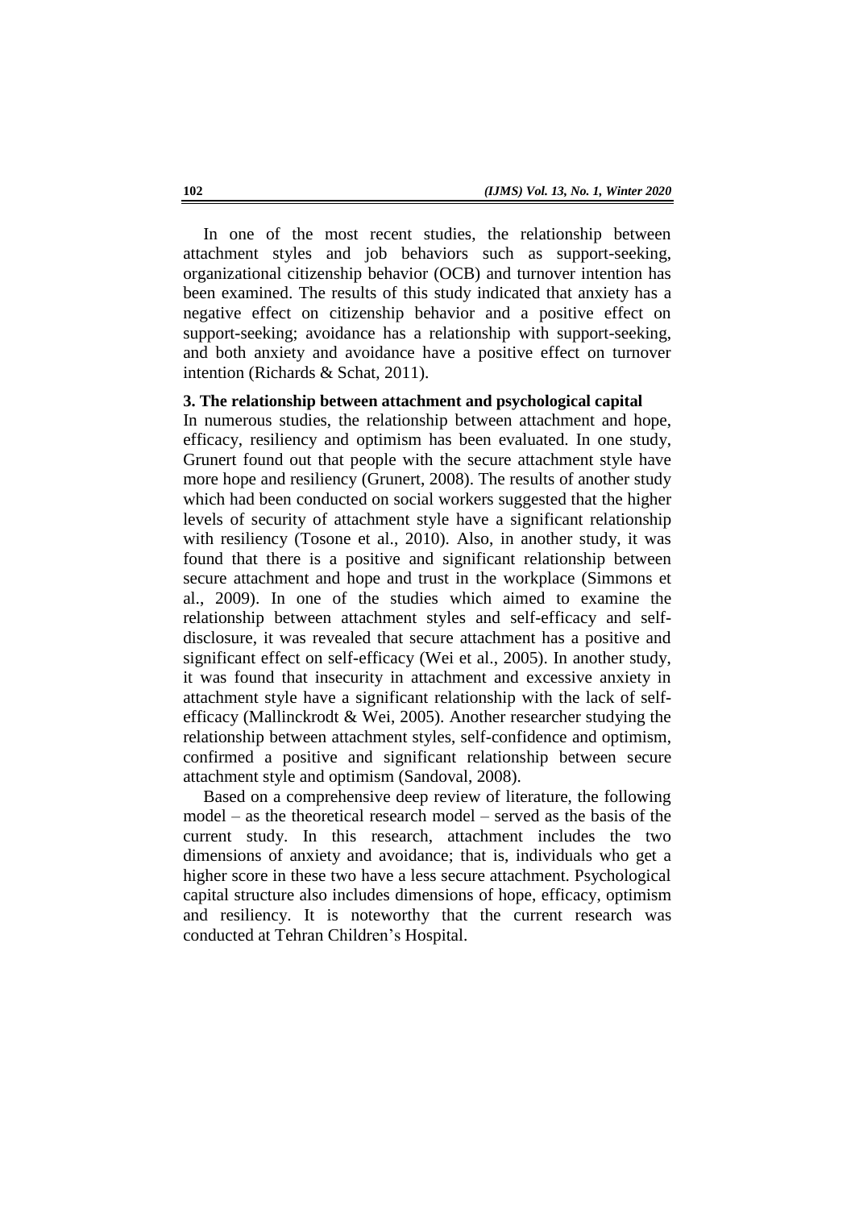In one of the most recent studies, the relationship between attachment styles and job behaviors such as support-seeking, organizational citizenship behavior (OCB) and turnover intention has been examined. The results of this study indicated that anxiety has a negative effect on citizenship behavior and a positive effect on support-seeking; avoidance has a relationship with support-seeking, and both anxiety and avoidance have a positive effect on turnover intention (Richards & Schat, 2011).

**3. The relationship between attachment and psychological capital**

In numerous studies, the relationship between attachment and hope, efficacy, resiliency and optimism has been evaluated. In one study, Grunert found out that people with the secure attachment style have more hope and resiliency (Grunert, 2008). The results of another study which had been conducted on social workers suggested that the higher levels of security of attachment style have a significant relationship with resiliency (Tosone et al., 2010). Also, in another study, it was found that there is a positive and significant relationship between secure attachment and hope and trust in the workplace (Simmons et al., 2009). In one of the studies which aimed to examine the relationship between attachment styles and self-efficacy and self-disclosure, it was revealed that secure attachment has a positive and significant effect on self-efficacy (Wei et al., 2005). In another study, it was found that insecurity in attachment and excessive anxiety in attachment style have a significant relationship with the lack of self-efficacy (Mallinckrodt & Wei, 2005). Another researcher studying the relationship between attachment styles, self-confidence and optimism, confirmed a positive and significant relationship between secure attachment style and optimism (Sandoval, 2008).

Based on a comprehensive deep review of literature, the following model – as the theoretical research model – served as the basis of the current study. In this research, attachment includes the two dimensions of anxiety and avoidance; that is, individuals who get a higher score in these two have a less secure attachment. Psychological capital structure also includes dimensions of hope, efficacy, optimism and resiliency. It is noteworthy that the current research was conducted at Tehran Children's Hospital.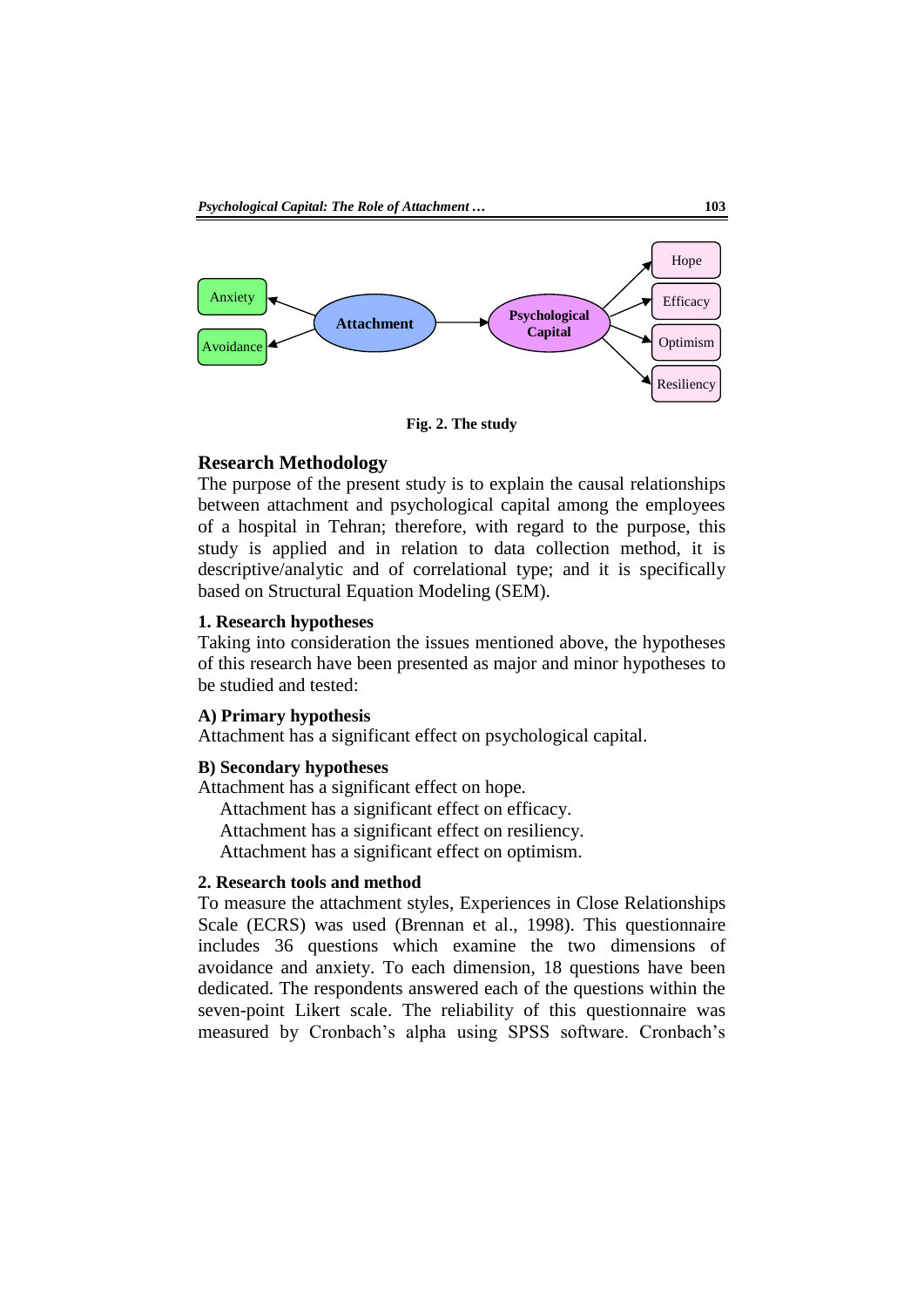Fig. 2. The study

## Research Methodology

The purpose of the present study is to explain the causal relationships between attachment and psychological capital among the employees of a hospital in Tehran; therefore, with regard to the purpose, this study is applied and in relation to data collection method, it is descriptive/analytic and of correlational type; and it is specifically based on Structural Equation Modeling (SEM).

### 1. Research hypotheses

Taking into consideration the issues mentioned above, the hypotheses of this research have been presented as major and minor hypotheses to be studied and tested:

#### A) Primary hypothesis

Attachment has a significant effect on psychological capital.

#### B) Secondary hypotheses

Attachment has a significant effect on hope.

Attachment has a significant effect on efficacy.

Attachment has a significant effect on resiliency.

Attachment has a significant effect on optimism.

### 2. Research tools and method

To measure the attachment styles, Experiences in Close Relationships Scale (ECRS) was used (Brennan et al., 1998). This questionnaire includes 36 questions which examine the two dimensions of avoidance and anxiety. To each dimension, 18 questions have been dedicated. The respondents answered each of the questions within the seven-point Likert scale. The reliability of this questionnaire was measured by Cronbach's alpha using SPSS software. Cronbach's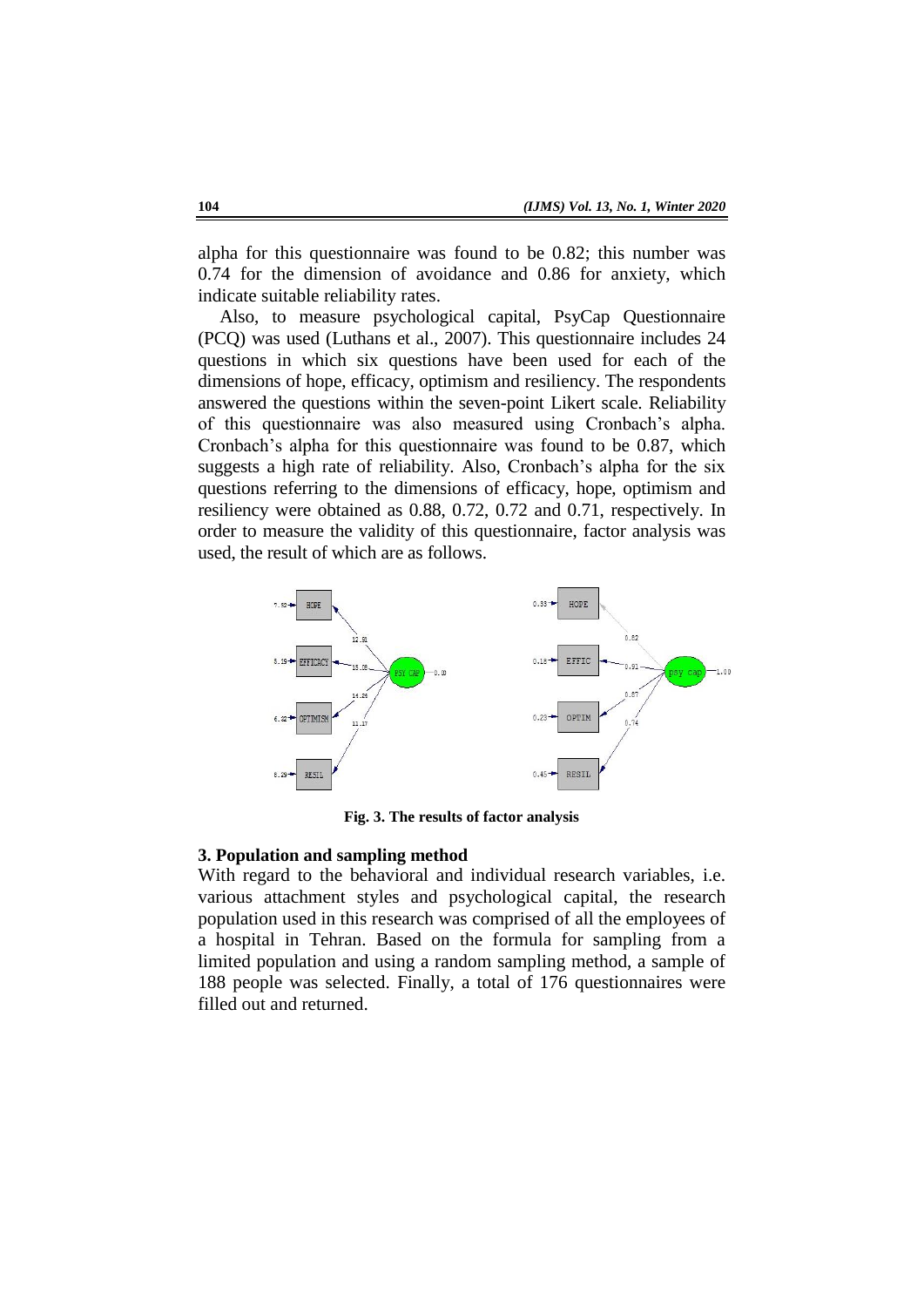alpha for this questionnaire was found to be 0.82; this number was 0.74 for the dimension of avoidance and 0.86 for anxiety, which indicate suitable reliability rates.

Also, to measure psychological capital, PsyCap Questionnaire (PCQ) was used (Luthans et al., 2007). This questionnaire includes 24 questions in which six questions have been used for each of the dimensions of hope, efficacy, optimism and resiliency. The respondents answered the questions within the seven-point Likert scale. Reliability of this questionnaire was also measured using Cronbach's alpha. Cronbach's alpha for this questionnaire was found to be 0.87, which suggests a high rate of reliability. Also, Cronbach's alpha for the six questions referring to the dimensions of efficacy, hope, optimism and resiliency were obtained as 0.88, 0.72, 0.72 and 0.71, respectively. In order to measure the validity of this questionnaire, factor analysis was used, the result of which are as follows.

**Fig. 3. The results of factor analysis**

### 3. Population and sampling method

With regard to the behavioral and individual research variables, i.e. various attachment styles and psychological capital, the research population used in this research was comprised of all the employees of a hospital in Tehran. Based on the formula for sampling from a limited population and using a random sampling method, a sample of 188 people was selected. Finally, a total of 176 questionnaires were filled out and returned.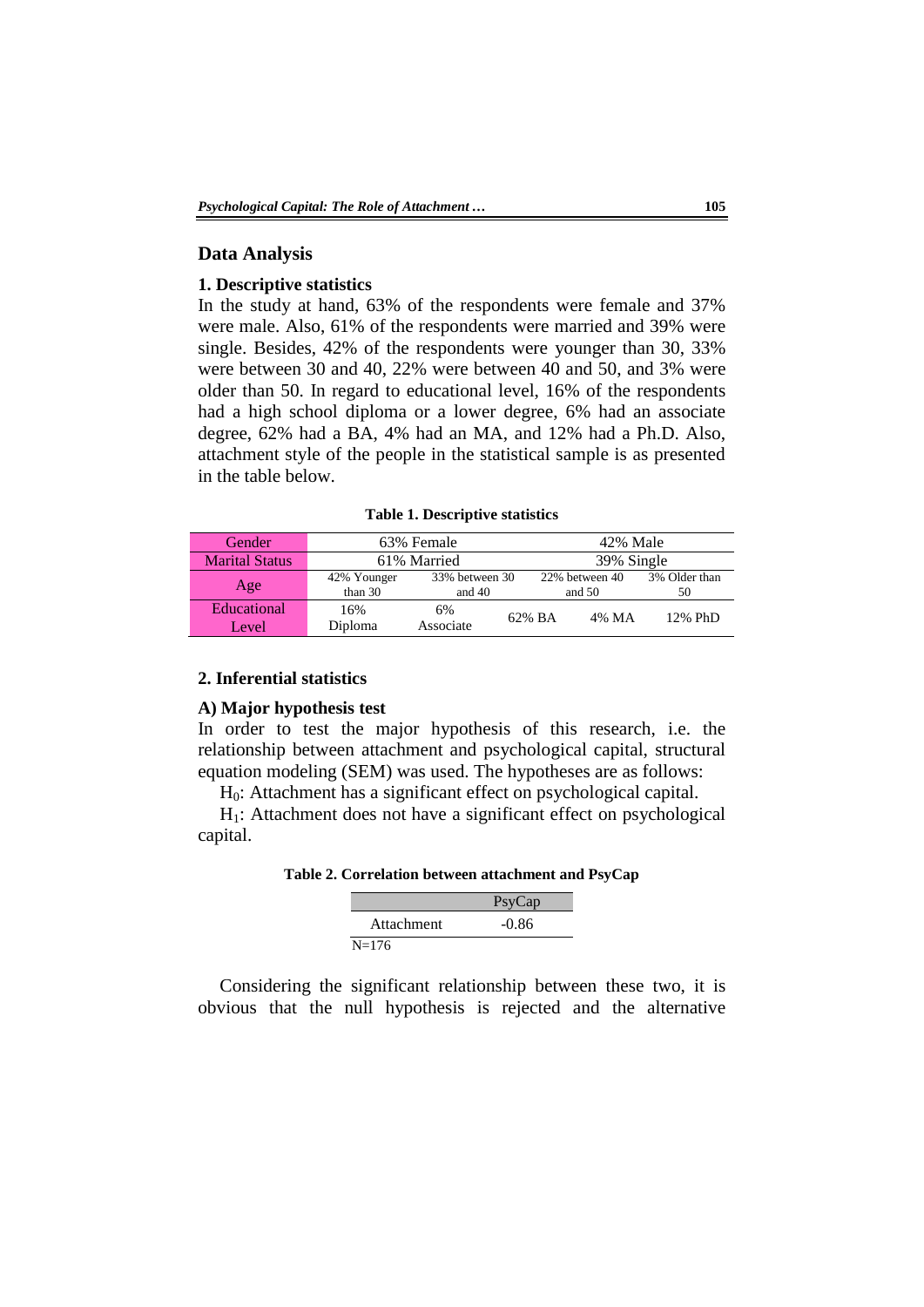## Data Analysis

### 1. Descriptive statistics

In the study at hand, 63% of the respondents were female and 37% were male. Also, 61% of the respondents were married and 39% were single. Besides, 42% of the respondents were younger than 30, 33% were between 30 and 40, 22% were between 40 and 50, and 3% were older than 50. In regard to educational level, 16% of the respondents had a high school diploma or a lower degree, 6% had an associate degree, 62% had a BA, 4% had an MA, and 12% had a Ph.D. Also, attachment style of the people in the statistical sample is as presented in the table below.

**Table 1. Descriptive statistics**

| Gender | 63% Female | | | 42% Male | |
|---|---|---|---|---|---|
| Marital Status | 61% Married | | | 39% Single | |
| Age | 42% Younger than 30 | 33% between 30 and 40 | 22% between 40 and 50 | | 3% Older than 50 |
| Educational Level | 16% Diploma | 6% Associate | 62% BA | 4% MA | 12% PhD |

### 2. Inferential statistics

#### A) Major hypothesis test

In order to test the major hypothesis of this research, i.e. the relationship between attachment and psychological capital, structural equation modeling (SEM) was used. The hypotheses are as follows:

$H_0$: Attachment has a significant effect on psychological capital.

$H_1$: Attachment does not have a significant effect on psychological capital.

**Table 2. Correlation between attachment and PsyCap**

| | PsyCap |
|---|---|
| Attachment | -0.86 |

N=176

Considering the significant relationship between these two, it is obvious that the null hypothesis is rejected and the alternative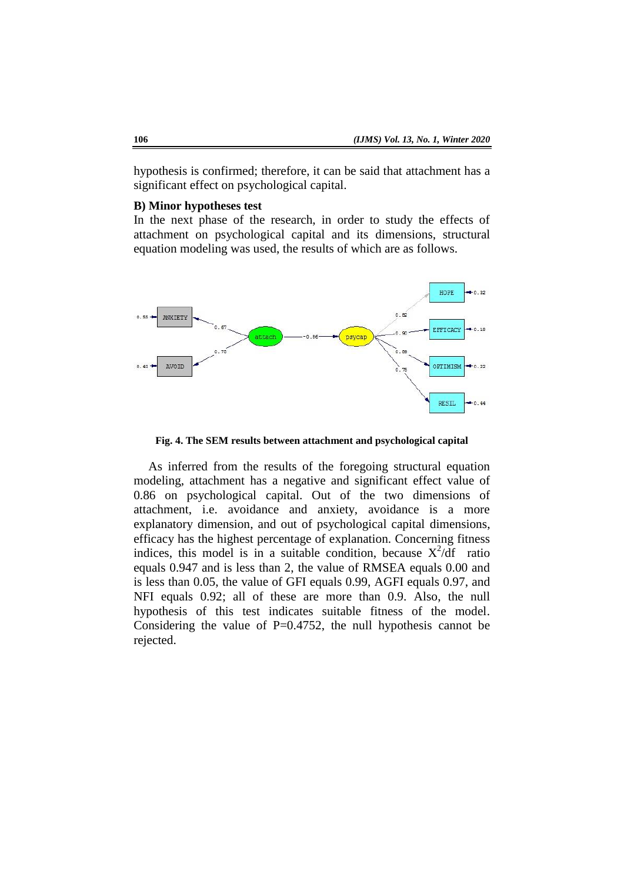hypothesis is confirmed; therefore, it can be said that attachment has a significant effect on psychological capital.

**B) Minor hypotheses test**

In the next phase of the research, in order to study the effects of attachment on psychological capital and its dimensions, structural equation modeling was used, the results of which are as follows.

**Fig. 4. The SEM results between attachment and psychological capital**

As inferred from the results of the foregoing structural equation modeling, attachment has a negative and significant effect value of 0.86 on psychological capital. Out of the two dimensions of attachment, i.e. avoidance and anxiety, avoidance is a more explanatory dimension, and out of psychological capital dimensions, efficacy has the highest percentage of explanation. Concerning fitness indices, this model is in a suitable condition, because $X^2/df$ ratio equals 0.947 and is less than 2, the value of RMSEA equals 0.00 and is less than 0.05, the value of GFI equals 0.99, AGFI equals 0.97, and NFI equals 0.92; all of these are more than 0.9. Also, the null hypothesis of this test indicates suitable fitness of the model. Considering the value of P=0.4752, the null hypothesis cannot be rejected.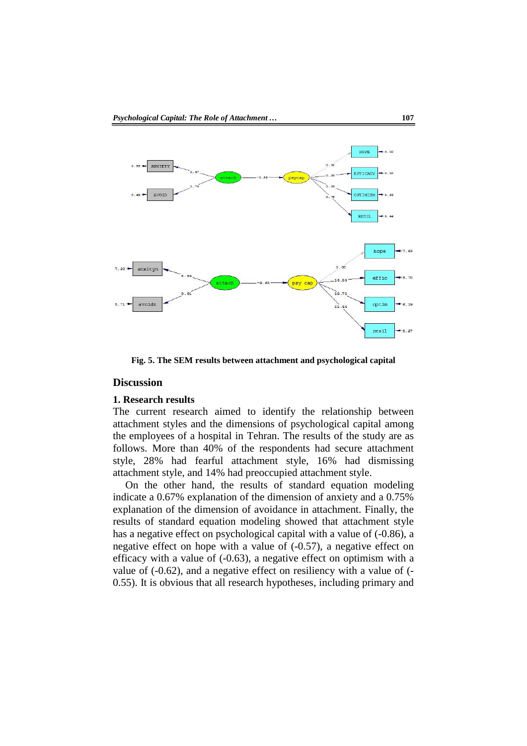**Fig. 5. The SEM results between attachment and psychological capital**

## Discussion

### 1. Research results

The current research aimed to identify the relationship between attachment styles and the dimensions of psychological capital among the employees of a hospital in Tehran. The results of the study are as follows. More than 40% of the respondents had secure attachment style, 28% had fearful attachment style, 16% had dismissing attachment style, and 14% had preoccupied attachment style.

On the other hand, the results of standard equation modeling indicate a 0.67% explanation of the dimension of anxiety and a 0.75% explanation of the dimension of avoidance in attachment. Finally, the results of standard equation modeling showed that attachment style has a negative effect on psychological capital with a value of (-0.86), a negative effect on hope with a value of (-0.57), a negative effect on efficacy with a value of (-0.63), a negative effect on optimism with a value of (-0.62), and a negative effect on resiliency with a value of (-0.55). It is obvious that all research hypotheses, including primary and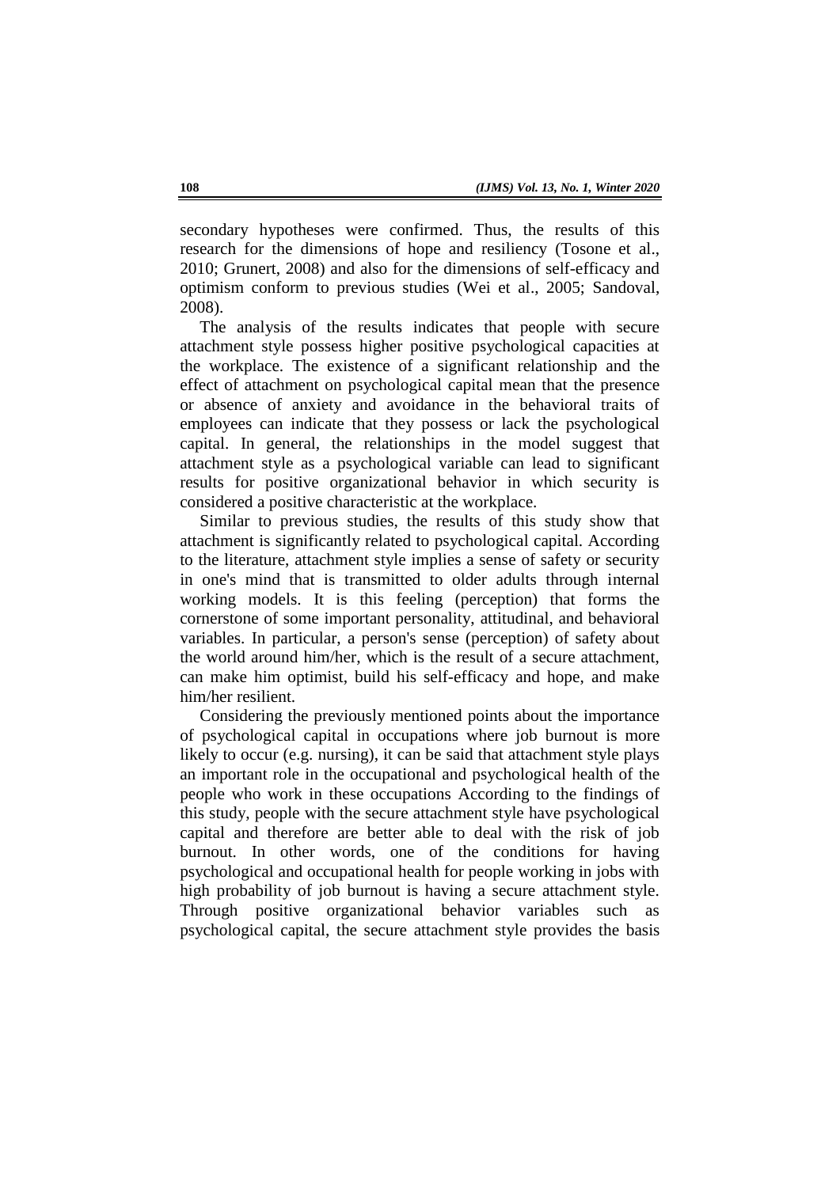secondary hypotheses were confirmed. Thus, the results of this research for the dimensions of hope and resiliency (Tosone et al., 2010; Grunert, 2008) and also for the dimensions of self-efficacy and optimism conform to previous studies (Wei et al., 2005; Sandoval, 2008).

The analysis of the results indicates that people with secure attachment style possess higher positive psychological capacities at the workplace. The existence of a significant relationship and the effect of attachment on psychological capital mean that the presence or absence of anxiety and avoidance in the behavioral traits of employees can indicate that they possess or lack the psychological capital. In general, the relationships in the model suggest that attachment style as a psychological variable can lead to significant results for positive organizational behavior in which security is considered a positive characteristic at the workplace.

Similar to previous studies, the results of this study show that attachment is significantly related to psychological capital. According to the literature, attachment style implies a sense of safety or security in one's mind that is transmitted to older adults through internal working models. It is this feeling (perception) that forms the cornerstone of some important personality, attitudinal, and behavioral variables. In particular, a person's sense (perception) of safety about the world around him/her, which is the result of a secure attachment, can make him optimist, build his self-efficacy and hope, and make him/her resilient.

Considering the previously mentioned points about the importance of psychological capital in occupations where job burnout is more likely to occur (e.g. nursing), it can be said that attachment style plays an important role in the occupational and psychological health of the people who work in these occupations According to the findings of this study, people with the secure attachment style have psychological capital and therefore are better able to deal with the risk of job burnout. In other words, one of the conditions for having psychological and occupational health for people working in jobs with high probability of job burnout is having a secure attachment style. Through positive organizational behavior variables such as psychological capital, the secure attachment style provides the basis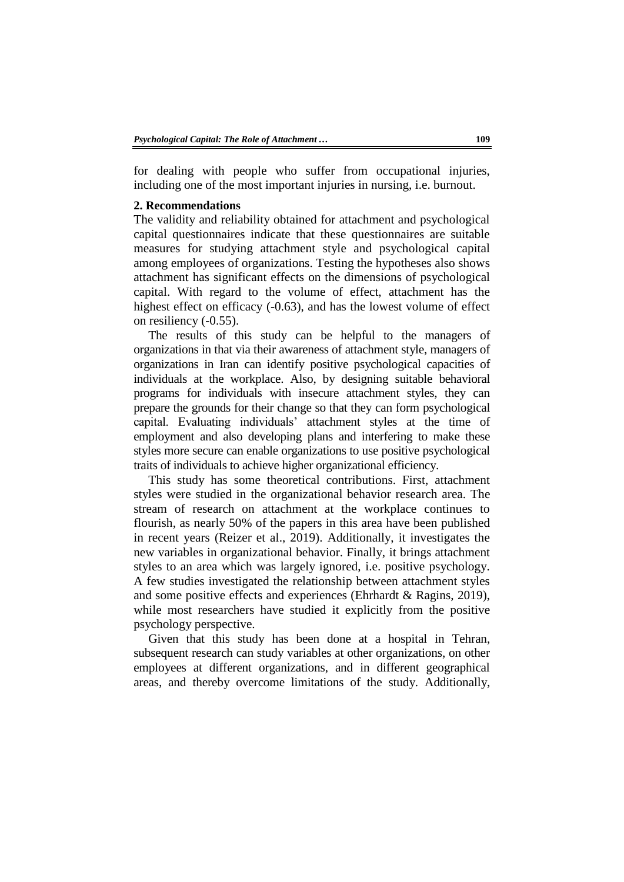for dealing with people who suffer from occupational injuries, including one of the most important injuries in nursing, i.e. burnout.

**2. Recommendations**

The validity and reliability obtained for attachment and psychological capital questionnaires indicate that these questionnaires are suitable measures for studying attachment style and psychological capital among employees of organizations. Testing the hypotheses also shows attachment has significant effects on the dimensions of psychological capital. With regard to the volume of effect, attachment has the highest effect on efficacy (-0.63), and has the lowest volume of effect on resiliency (-0.55).

The results of this study can be helpful to the managers of organizations in that via their awareness of attachment style, managers of organizations in Iran can identify positive psychological capacities of individuals at the workplace. Also, by designing suitable behavioral programs for individuals with insecure attachment styles, they can prepare the grounds for their change so that they can form psychological capital. Evaluating individuals' attachment styles at the time of employment and also developing plans and interfering to make these styles more secure can enable organizations to use positive psychological traits of individuals to achieve higher organizational efficiency.

This study has some theoretical contributions. First, attachment styles were studied in the organizational behavior research area. The stream of research on attachment at the workplace continues to flourish, as nearly 50% of the papers in this area have been published in recent years (Reizer et al., 2019). Additionally, it investigates the new variables in organizational behavior. Finally, it brings attachment styles to an area which was largely ignored, i.e. positive psychology. A few studies investigated the relationship between attachment styles and some positive effects and experiences (Ehrhardt & Ragins, 2019), while most researchers have studied it explicitly from the positive psychology perspective.

Given that this study has been done at a hospital in Tehran, subsequent research can study variables at other organizations, on other employees at different organizations, and in different geographical areas, and thereby overcome limitations of the study. Additionally,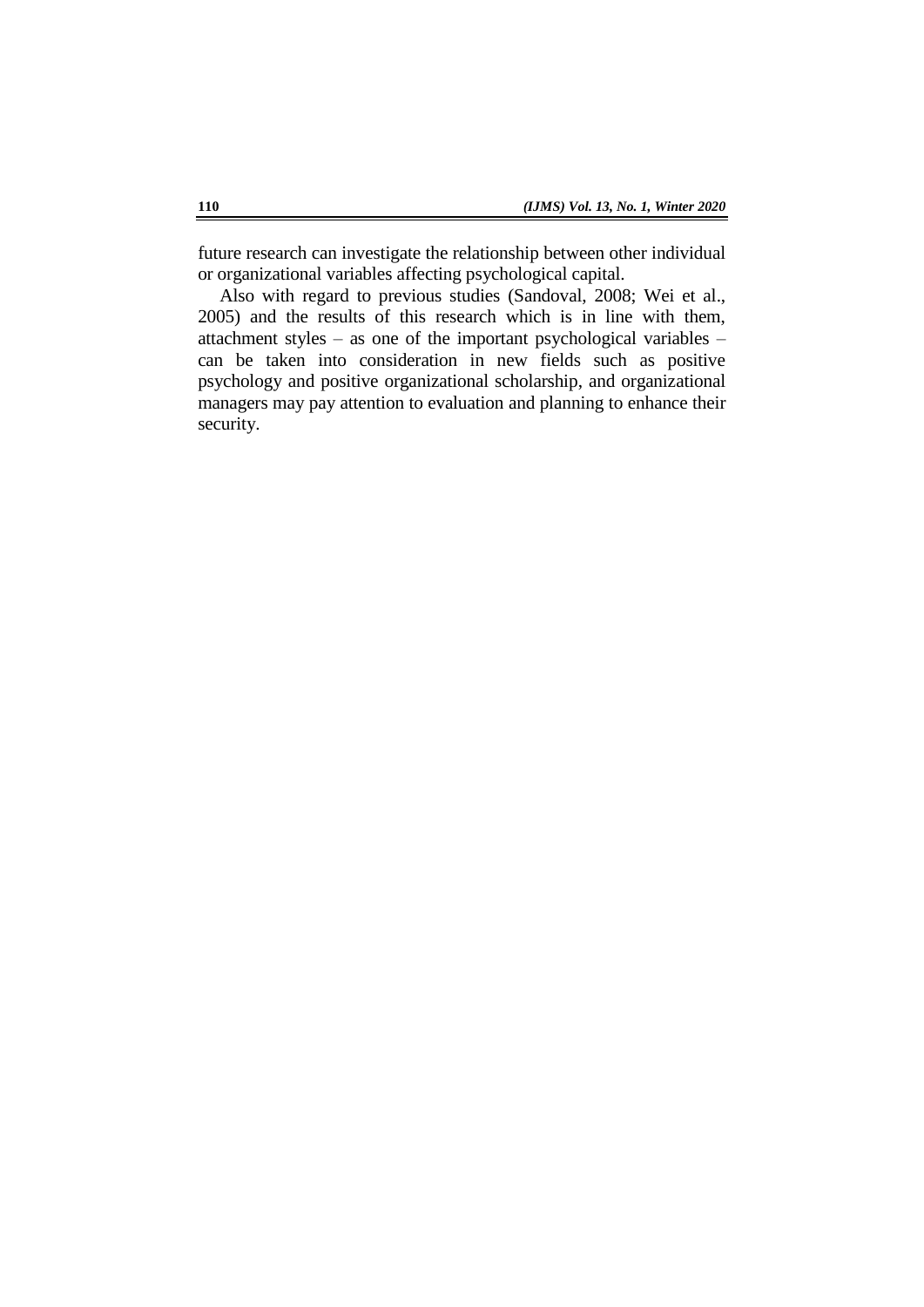future research can investigate the relationship between other individual or organizational variables affecting psychological capital.

Also with regard to previous studies (Sandoval, 2008; Wei et al., 2005) and the results of this research which is in line with them, attachment styles – as one of the important psychological variables – can be taken into consideration in new fields such as positive psychology and positive organizational scholarship, and organizational managers may pay attention to evaluation and planning to enhance their security.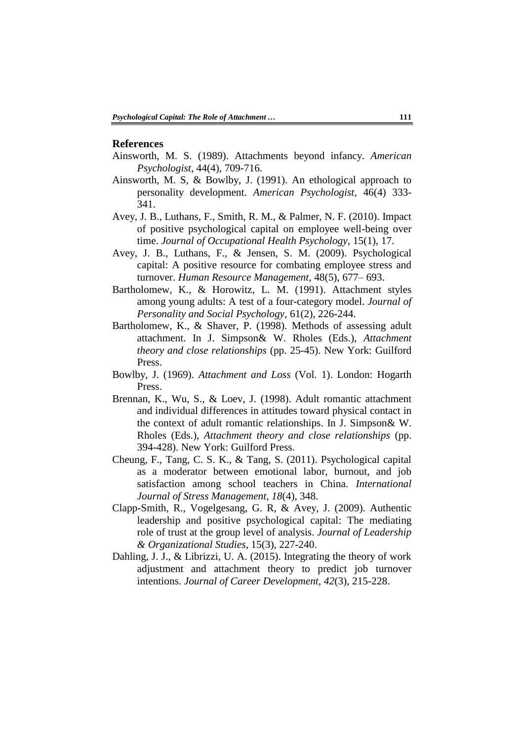## References

Ainsworth, M. S. (1989). Attachments beyond infancy. *American Psychologist*, 44(4), 709-716.

Ainsworth, M. S, & Bowlby, J. (1991). An ethological approach to personality development. *American Psychologist*, 46(4) 333-341.

Avey, J. B., Luthans, F., Smith, R. M., & Palmer, N. F. (2010). Impact of positive psychological capital on employee well-being over time. *Journal of Occupational Health Psychology*, 15(1), 17.

Avey, J. B., Luthans, F., & Jensen, S. M. (2009). Psychological capital: A positive resource for combating employee stress and turnover. *Human Resource Management*, 48(5), 677– 693.

Bartholomew, K., & Horowitz, L. M. (1991). Attachment styles among young adults: A test of a four-category model. *Journal of Personality and Social Psychology*, 61(2), 226-244.

Bartholomew, K., & Shaver, P. (1998). Methods of assessing adult attachment. In J. Simpson& W. Rholes (Eds.), *Attachment theory and close relationships* (pp. 25-45). New York: Guilford Press.

Bowlby, J. (1969). *Attachment and Loss* (Vol. 1). London: Hogarth Press.

Brennan, K., Wu, S., & Loev, J. (1998). Adult romantic attachment and individual differences in attitudes toward physical contact in the context of adult romantic relationships. In J. Simpson& W. Rholes (Eds.), *Attachment theory and close relationships* (pp. 394-428). New York: Guilford Press.

Cheung, F., Tang, C. S. K., & Tang, S. (2011). Psychological capital as a moderator between emotional labor, burnout, and job satisfaction among school teachers in China. *International Journal of Stress Management, 18*(4), 348.

Clapp-Smith, R., Vogelgesang, G. R, & Avey, J. (2009). Authentic leadership and positive psychological capital: The mediating role of trust at the group level of analysis. *Journal of Leadership & Organizational Studies*, 15(3), 227-240.

Dahling, J. J., & Librizzi, U. A. (2015). Integrating the theory of work adjustment and attachment theory to predict job turnover intentions. *Journal of Career Development, 42*(3), 215-228.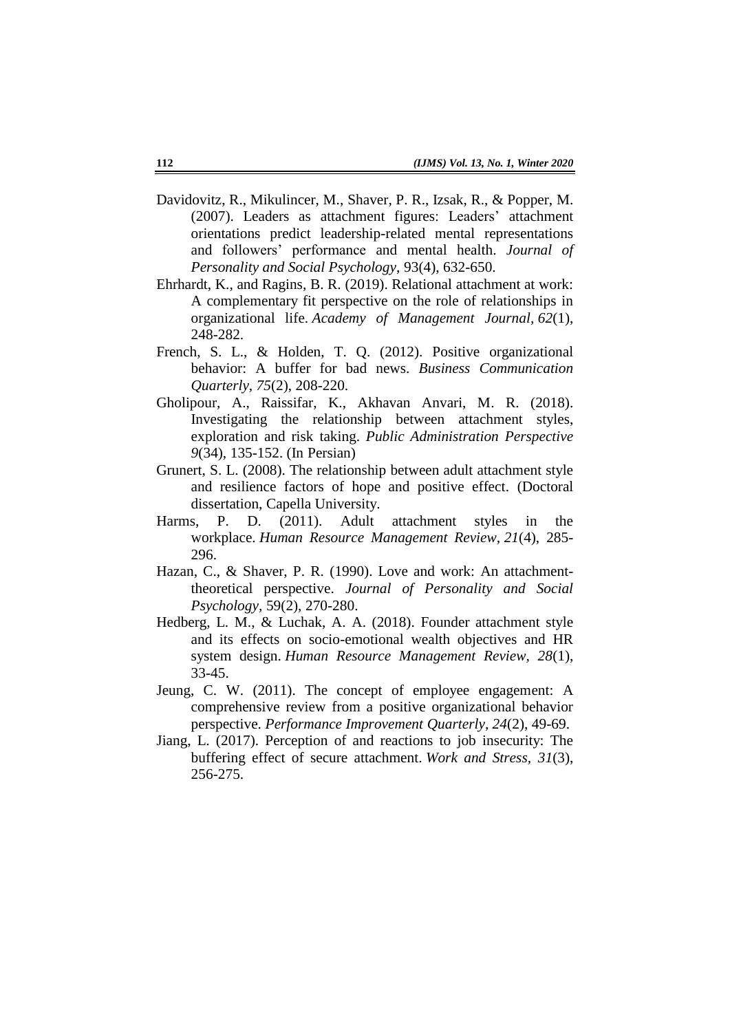Davidovitz, R., Mikulincer, M., Shaver, P. R., Izsak, R., & Popper, M. (2007). Leaders as attachment figures: Leaders' attachment orientations predict leadership-related mental representations and followers' performance and mental health. *Journal of Personality and Social Psychology*, 93(4), 632-650.

Ehrhardt, K., and Ragins, B. R. (2019). Relational attachment at work: A complementary fit perspective on the role of relationships in organizational life. *Academy of Management Journal*, *62*(1), 248-282.

French, S. L., & Holden, T. Q. (2012). Positive organizational behavior: A buffer for bad news. *Business Communication Quarterly*, *75*(2), 208-220.

Gholipour, A., Raissifar, K., Akhavan Anvari, M. R. (2018). Investigating the relationship between attachment styles, exploration and risk taking. *Public Administration Perspective 9*(34), 135-152. (In Persian)

Grunert, S. L. (2008). The relationship between adult attachment style and resilience factors of hope and positive effect. (Doctoral dissertation, Capella University.

Harms, P. D. (2011). Adult attachment styles in the workplace. *Human Resource Management Review*, *21*(4), 285-296.

Hazan, C., & Shaver, P. R. (1990). Love and work: An attachment-theoretical perspective. *Journal of Personality and Social Psychology*, 59(2), 270-280.

Hedberg, L. M., & Luchak, A. A. (2018). Founder attachment style and its effects on socio-emotional wealth objectives and HR system design. *Human Resource Management Review*, *28*(1), 33-45.

Jeung, C. W. (2011). The concept of employee engagement: A comprehensive review from a positive organizational behavior perspective. *Performance Improvement Quarterly*, *24*(2), 49-69.

Jiang, L. (2017). Perception of and reactions to job insecurity: The buffering effect of secure attachment. *Work and Stress*, *31*(3), 256-275.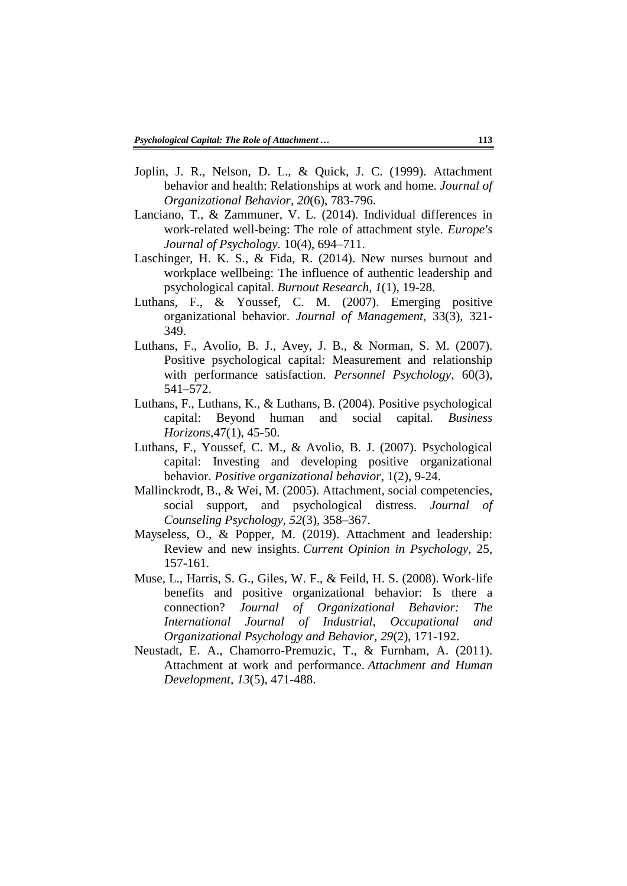Joplin, J. R., Nelson, D. L., & Quick, J. C. (1999). Attachment behavior and health: Relationships at work and home. *Journal of Organizational Behavior, 20*(6), 783-796.

Lanciano, T., & Zammuner, V. L. (2014). Individual differences in work-related well-being: The role of attachment style. *Europe's Journal of Psychology.* 10(4), 694–711.

Laschinger, H. K. S., & Fida, R. (2014). New nurses burnout and workplace wellbeing: The influence of authentic leadership and psychological capital. *Burnout Research, 1*(1), 19-28.

Luthans, F., & Youssef, C. M. (2007). Emerging positive organizational behavior. *Journal of Management*, 33(3), 321-349.

Luthans, F., Avolio, B. J., Avey, J. B., & Norman, S. M. (2007). Positive psychological capital: Measurement and relationship with performance satisfaction. *Personnel Psychology*, 60(3), 541–572.

Luthans, F., Luthans, K., & Luthans, B. (2004). Positive psychological capital: Beyond human and social capital. *Business Horizons*,47(1), 45-50.

Luthans, F., Youssef, C. M., & Avolio, B. J. (2007). Psychological capital: Investing and developing positive organizational behavior. *Positive organizational behavior*, 1(2), 9-24.

Mallinckrodt, B., & Wei, M. (2005). Attachment, social competencies, social support, and psychological distress. *Journal of Counseling Psychology, 52*(3), 358–367.

Mayseless, O., & Popper, M. (2019). Attachment and leadership: Review and new insights. *Current Opinion in Psychology*, 25, 157-161.

Muse, L., Harris, S. G., Giles, W. F., & Feild, H. S. (2008). Work‐life benefits and positive organizational behavior: Is there a connection? *Journal of Organizational Behavior: The International Journal of Industrial, Occupational and Organizational Psychology and Behavior, 29*(2), 171-192.

Neustadt, E. A., Chamorro-Premuzic, T., & Furnham, A. (2011). Attachment at work and performance. *Attachment and Human Development, 13*(5), 471-488.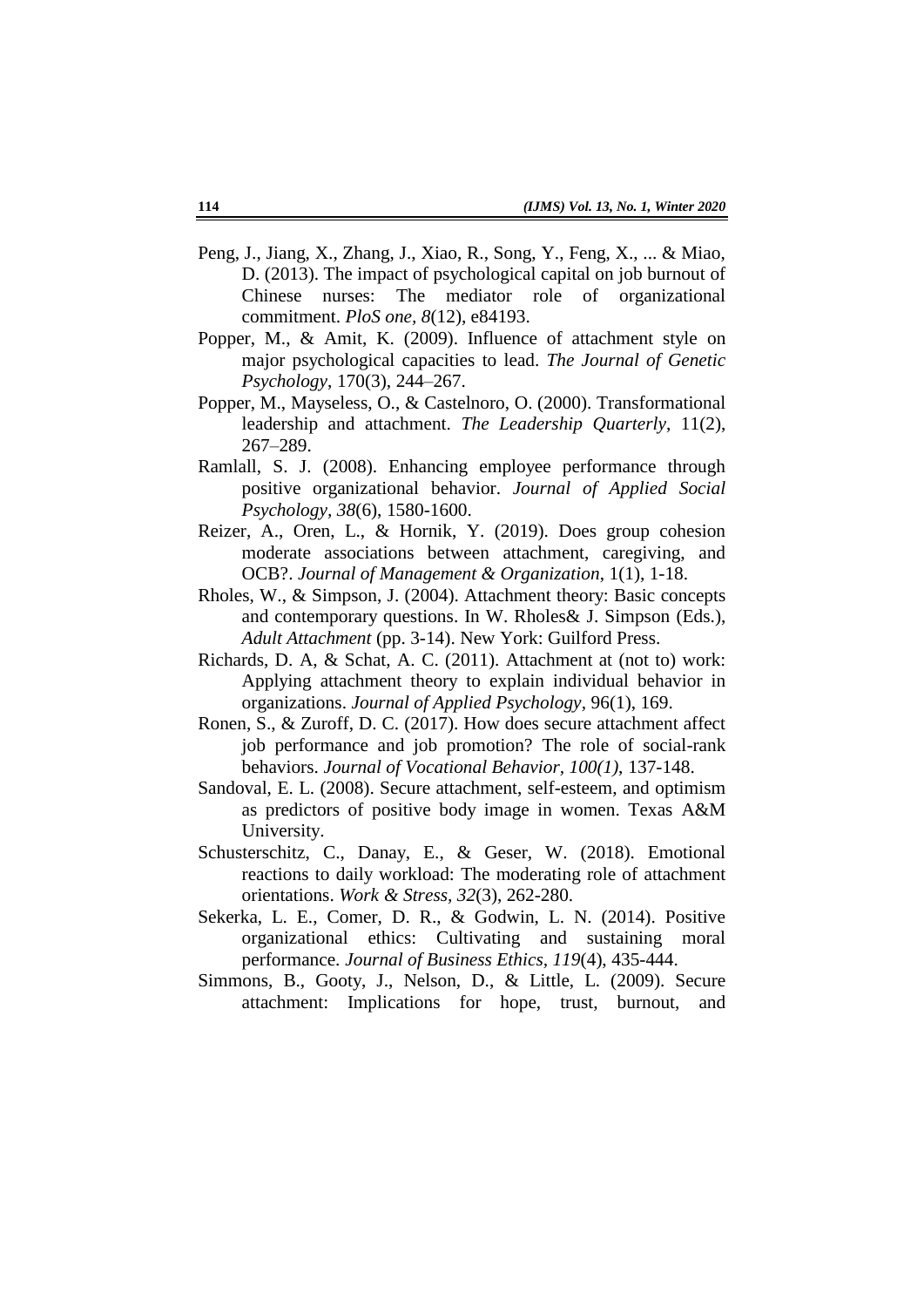Peng, J., Jiang, X., Zhang, J., Xiao, R., Song, Y., Feng, X., ... & Miao, D. (2013). The impact of psychological capital on job burnout of Chinese nurses: The mediator role of organizational commitment. *PloS one, 8*(12), e84193.

Popper, M., & Amit, K. (2009). Influence of attachment style on major psychological capacities to lead. *The Journal of Genetic Psychology*, 170(3), 244–267.

Popper, M., Mayseless, O., & Castelnoro, O. (2000). Transformational leadership and attachment. *The Leadership Quarterly*, 11(2), 267–289.

Ramlall, S. J. (2008). Enhancing employee performance through positive organizational behavior. *Journal of Applied Social Psychology, 38*(6), 1580-1600.

Reizer, A., Oren, L., & Hornik, Y. (2019). Does group cohesion moderate associations between attachment, caregiving, and OCB?. *Journal of Management & Organization*, 1(1), 1-18.

Rholes, W., & Simpson, J. (2004). Attachment theory: Basic concepts and contemporary questions. In W. Rholes& J. Simpson (Eds.), *Adult Attachment* (pp. 3-14). New York: Guilford Press.

Richards, D. A, & Schat, A. C. (2011). Attachment at (not to) work: Applying attachment theory to explain individual behavior in organizations. *Journal of Applied Psychology*, 96(1), 169.

Ronen, S., & Zuroff, D. C. (2017). How does secure attachment affect job performance and job promotion? The role of social-rank behaviors. *Journal of Vocational Behavior, 100(1)*, 137-148.

Sandoval, E. L. (2008). Secure attachment, self-esteem, and optimism as predictors of positive body image in women. Texas A&M University.

Schusterschitz, C., Danay, E., & Geser, W. (2018). Emotional reactions to daily workload: The moderating role of attachment orientations. *Work & Stress, 32*(3), 262-280.

Sekerka, L. E., Comer, D. R., & Godwin, L. N. (2014). Positive organizational ethics: Cultivating and sustaining moral performance. *Journal of Business Ethics, 119*(4), 435-444.

Simmons, B., Gooty, J., Nelson, D., & Little, L. (2009). Secure attachment: Implications for hope, trust, burnout, and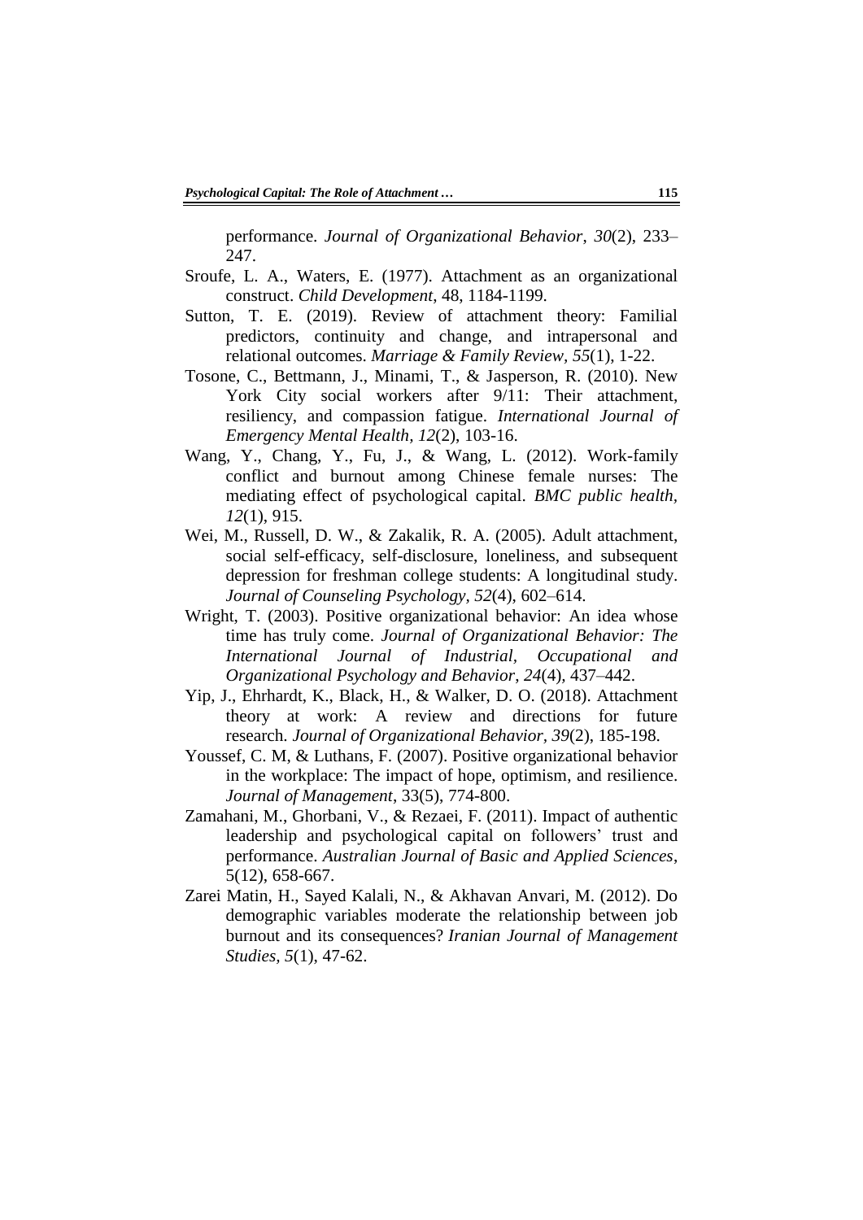performance. *Journal of Organizational Behavior*, *30*(2), 233–247.

Sroufe, L. A., Waters, E. (1977). Attachment as an organizational construct. *Child Development*, 48, 1184-1199.

Sutton, T. E. (2019). Review of attachment theory: Familial predictors, continuity and change, and intrapersonal and relational outcomes. *Marriage & Family Review, 55*(1), 1-22.

Tosone, C., Bettmann, J., Minami, T., & Jasperson, R. (2010). New York City social workers after 9/11: Their attachment, resiliency, and compassion fatigue. *International Journal of Emergency Mental Health*, *12*(2), 103-16.

Wang, Y., Chang, Y., Fu, J., & Wang, L. (2012). Work-family conflict and burnout among Chinese female nurses: The mediating effect of psychological capital. *BMC public health, 12*(1), 915.

Wei, M., Russell, D. W., & Zakalik, R. A. (2005). Adult attachment, social self-efficacy, self-disclosure, loneliness, and subsequent depression for freshman college students: A longitudinal study. *Journal of Counseling Psychology*, *52*(4), 602–614.

Wright, T. (2003). Positive organizational behavior: An idea whose time has truly come. *Journal of Organizational Behavior: The International Journal of Industrial, Occupational and Organizational Psychology and Behavior*, *24*(4), 437–442.

Yip, J., Ehrhardt, K., Black, H., & Walker, D. O. (2018). Attachment theory at work: A review and directions for future research. *Journal of Organizational Behavior*, *39*(2), 185-198.

Youssef, C. M, & Luthans, F. (2007). Positive organizational behavior in the workplace: The impact of hope, optimism, and resilience. *Journal of Management*, 33(5), 774-800.

Zamahani, M., Ghorbani, V., & Rezaei, F. (2011). Impact of authentic leadership and psychological capital on followers' trust and performance. *Australian Journal of Basic and Applied Sciences*, 5(12), 658-667.

Zarei Matin, H., Sayed Kalali, N., & Akhavan Anvari, M. (2012). Do demographic variables moderate the relationship between job burnout and its consequences? *Iranian Journal of Management Studies, 5*(1), 47-62.